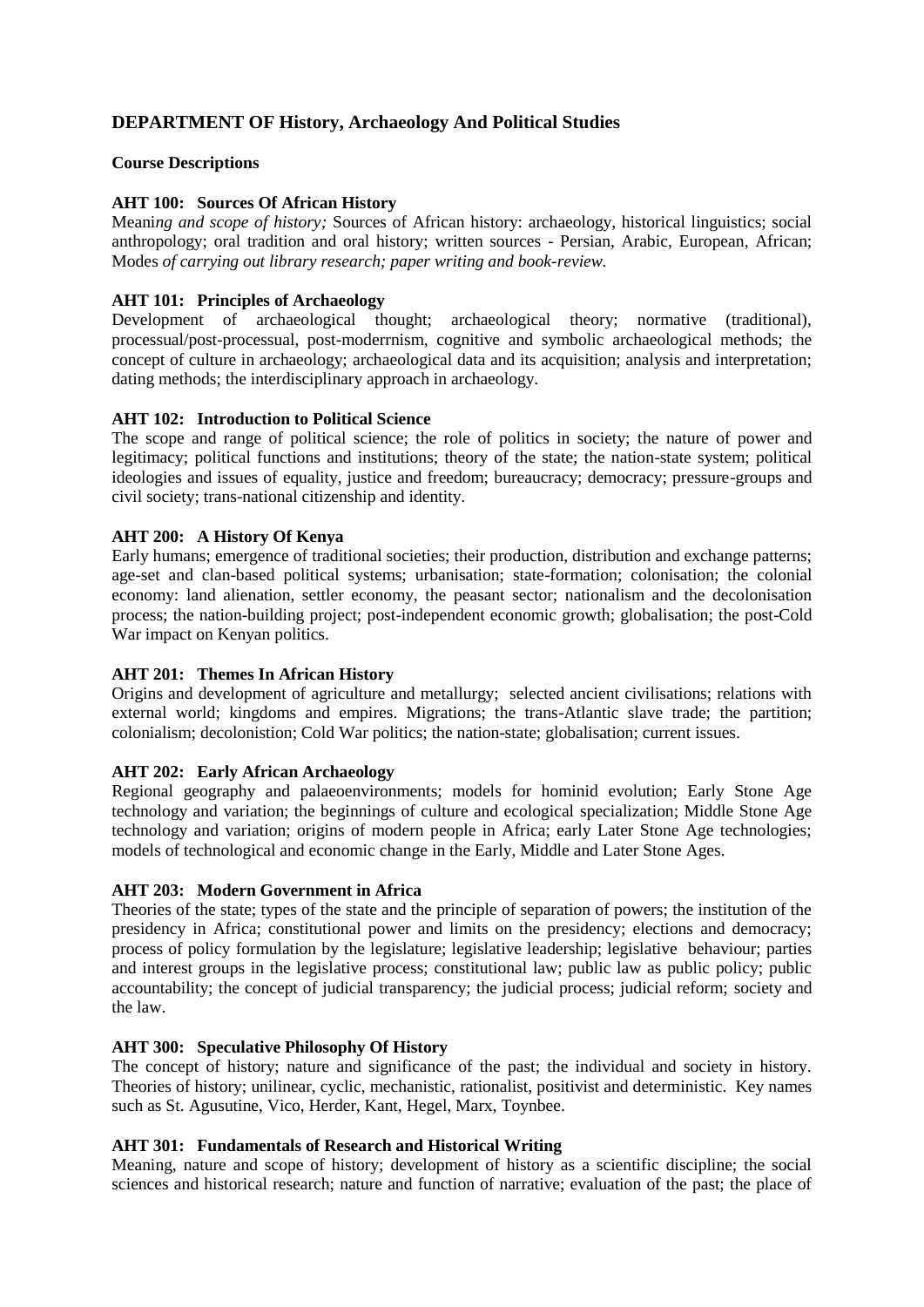## DEPARTMENT OF History, Archaeology And Political Studies

**Course Descriptions**

**AHT 100: Sources Of African History**
Mean*ing and scope of history;* Sources of African history: archaeology, historical linguistics; social anthropology; oral tradition and oral history; written sources - Persian, Arabic, European, African; Modes *of carrying out library research; paper writing and book-review.*

**AHT 101: Principles of Archaeology**
Development of archaeological thought; archaeological theory; normative (traditional), processual/post-processual, post-moderrnism, cognitive and symbolic archaeological methods; the concept of culture in archaeology; archaeological data and its acquisition; analysis and interpretation; dating methods; the interdisciplinary approach in archaeology.

**AHT 102: Introduction to Political Science**
The scope and range of political science; the role of politics in society; the nature of power and legitimacy; political functions and institutions; theory of the state; the nation-state system; political ideologies and issues of equality, justice and freedom; bureaucracy; democracy; pressure-groups and civil society; trans-national citizenship and identity.

**AHT 200: A History Of Kenya**
Early humans; emergence of traditional societies; their production, distribution and exchange patterns; age-set and clan-based political systems; urbanisation; state-formation; colonisation; the colonial economy: land alienation, settler economy, the peasant sector; nationalism and the decolonisation process; the nation-building project; post-independent economic growth; globalisation; the post-Cold War impact on Kenyan politics.

**AHT 201: Themes In African History**
Origins and development of agriculture and metallurgy; selected ancient civilisations; relations with external world; kingdoms and empires. Migrations; the trans-Atlantic slave trade; the partition; colonialism; decolonistion; Cold War politics; the nation-state; globalisation; current issues.

**AHT 202: Early African Archaeology**
Regional geography and palaeoenvironments; models for hominid evolution; Early Stone Age technology and variation; the beginnings of culture and ecological specialization; Middle Stone Age technology and variation; origins of modern people in Africa; early Later Stone Age technologies; models of technological and economic change in the Early, Middle and Later Stone Ages.

**AHT 203: Modern Government in Africa**
Theories of the state; types of the state and the principle of separation of powers; the institution of the presidency in Africa; constitutional power and limits on the presidency; elections and democracy; process of policy formulation by the legislature; legislative leadership; legislative behaviour; parties and interest groups in the legislative process; constitutional law; public law as public policy; public accountability; the concept of judicial transparency; the judicial process; judicial reform; society and the law.

**AHT 300: Speculative Philosophy Of History**
The concept of history; nature and significance of the past; the individual and society in history. Theories of history; unilinear, cyclic, mechanistic, rationalist, positivist and deterministic. Key names such as St. Agusutine, Vico, Herder, Kant, Hegel, Marx, Toynbee.

**AHT 301: Fundamentals of Research and Historical Writing**
Meaning, nature and scope of history; development of history as a scientific discipline; the social sciences and historical research; nature and function of narrative; evaluation of the past; the place of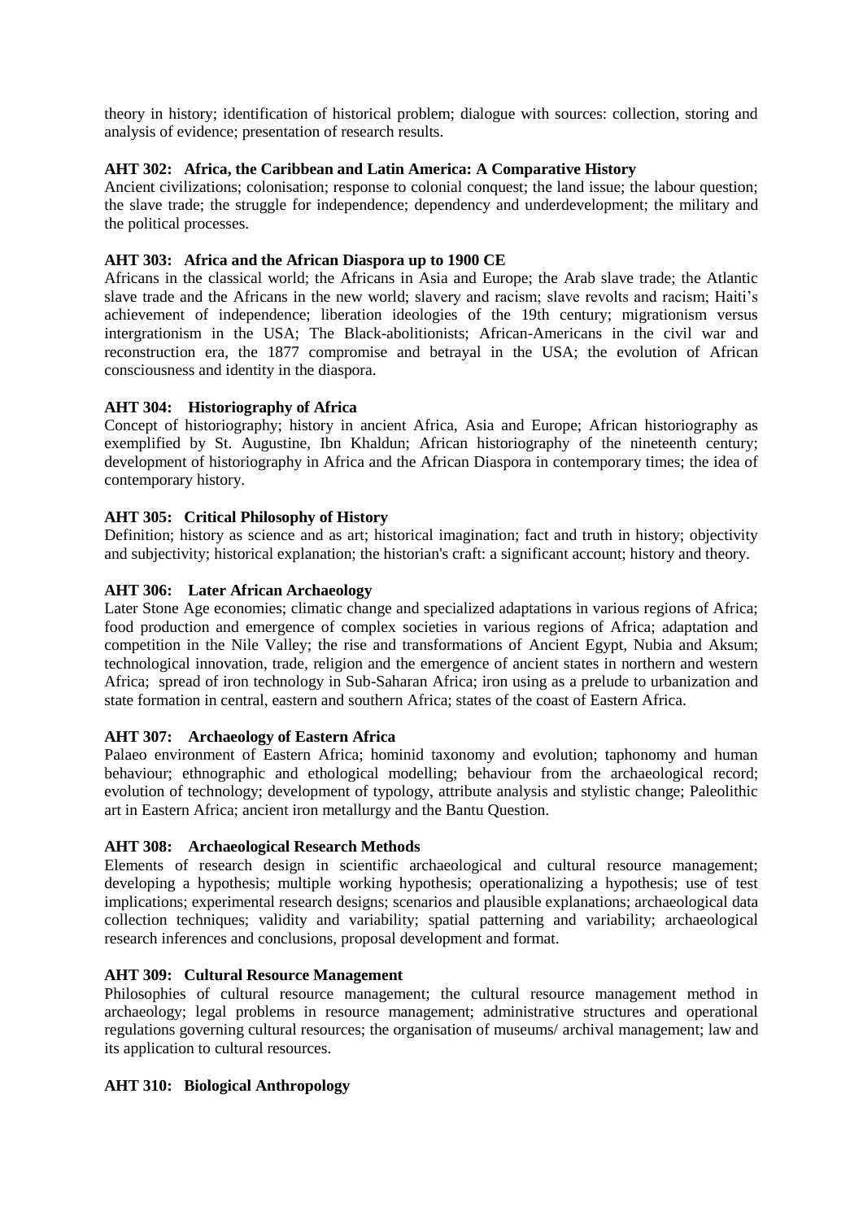theory in history; identification of historical problem; dialogue with sources: collection, storing and analysis of evidence; presentation of research results.

**AHT 302: Africa, the Caribbean and Latin America: A Comparative History**

Ancient civilizations; colonisation; response to colonial conquest; the land issue; the labour question; the slave trade; the struggle for independence; dependency and underdevelopment; the military and the political processes.

**AHT 303: Africa and the African Diaspora up to 1900 CE**

Africans in the classical world; the Africans in Asia and Europe; the Arab slave trade; the Atlantic slave trade and the Africans in the new world; slavery and racism; slave revolts and racism; Haiti's achievement of independence; liberation ideologies of the 19th century; migrationism versus intergrationism in the USA; The Black-abolitionists; African-Americans in the civil war and reconstruction era, the 1877 compromise and betrayal in the USA; the evolution of African consciousness and identity in the diaspora.

**AHT 304: Historiography of Africa**

Concept of historiography; history in ancient Africa, Asia and Europe; African historiography as exemplified by St. Augustine, Ibn Khaldun; African historiography of the nineteenth century; development of historiography in Africa and the African Diaspora in contemporary times; the idea of contemporary history.

**AHT 305: Critical Philosophy of History**

Definition; history as science and as art; historical imagination; fact and truth in history; objectivity and subjectivity; historical explanation; the historian's craft: a significant account; history and theory.

**AHT 306: Later African Archaeology**

Later Stone Age economies; climatic change and specialized adaptations in various regions of Africa; food production and emergence of complex societies in various regions of Africa; adaptation and competition in the Nile Valley; the rise and transformations of Ancient Egypt, Nubia and Aksum; technological innovation, trade, religion and the emergence of ancient states in northern and western Africa; spread of iron technology in Sub-Saharan Africa; iron using as a prelude to urbanization and state formation in central, eastern and southern Africa; states of the coast of Eastern Africa.

**AHT 307: Archaeology of Eastern Africa**

Palaeo environment of Eastern Africa; hominid taxonomy and evolution; taphonomy and human behaviour; ethnographic and ethological modelling; behaviour from the archaeological record; evolution of technology; development of typology, attribute analysis and stylistic change; Paleolithic art in Eastern Africa; ancient iron metallurgy and the Bantu Question.

**AHT 308: Archaeological Research Methods**

Elements of research design in scientific archaeological and cultural resource management; developing a hypothesis; multiple working hypothesis; operationalizing a hypothesis; use of test implications; experimental research designs; scenarios and plausible explanations; archaeological data collection techniques; validity and variability; spatial patterning and variability; archaeological research inferences and conclusions, proposal development and format.

**AHT 309: Cultural Resource Management**

Philosophies of cultural resource management; the cultural resource management method in archaeology; legal problems in resource management; administrative structures and operational regulations governing cultural resources; the organisation of museums/ archival management; law and its application to cultural resources.

**AHT 310: Biological Anthropology**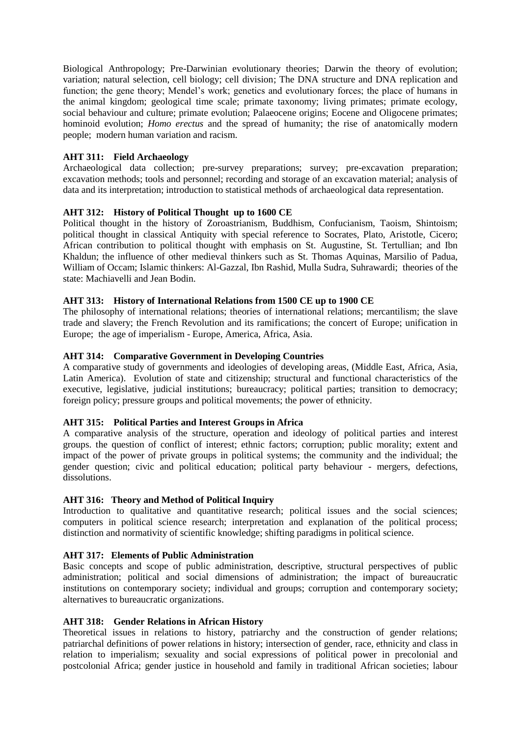Biological Anthropology; Pre-Darwinian evolutionary theories; Darwin the theory of evolution; variation; natural selection, cell biology; cell division; The DNA structure and DNA replication and function; the gene theory; Mendel's work; genetics and evolutionary forces; the place of humans in the animal kingdom; geological time scale; primate taxonomy; living primates; primate ecology, social behaviour and culture; primate evolution; Palaeocene origins; Eocene and Oligocene primates; hominoid evolution; *Homo erectus* and the spread of humanity; the rise of anatomically modern people; modern human variation and racism.

**AHT 311: Field Archaeology**

Archaeological data collection; pre-survey preparations; survey; pre-excavation preparation; excavation methods; tools and personnel; recording and storage of an excavation material; analysis of data and its interpretation; introduction to statistical methods of archaeological data representation.

**AHT 312: History of Political Thought up to 1600 CE**

Political thought in the history of Zoroastrianism, Buddhism, Confucianism, Taoism, Shintoism; political thought in classical Antiquity with special reference to Socrates, Plato, Aristotle, Cicero; African contribution to political thought with emphasis on St. Augustine, St. Tertullian; and Ibn Khaldun; the influence of other medieval thinkers such as St. Thomas Aquinas, Marsilio of Padua, William of Occam; Islamic thinkers: Al-Gazzal, Ibn Rashid, Mulla Sudra, Suhrawardi; theories of the state: Machiavelli and Jean Bodin.

**AHT 313: History of International Relations from 1500 CE up to 1900 CE**

The philosophy of international relations; theories of international relations; mercantilism; the slave trade and slavery; the French Revolution and its ramifications; the concert of Europe; unification in Europe; the age of imperialism - Europe, America, Africa, Asia.

**AHT 314: Comparative Government in Developing Countries**

A comparative study of governments and ideologies of developing areas, (Middle East, Africa, Asia, Latin America). Evolution of state and citizenship; structural and functional characteristics of the executive, legislative, judicial institutions; bureaucracy; political parties; transition to democracy; foreign policy; pressure groups and political movements; the power of ethnicity.

**AHT 315: Political Parties and Interest Groups in Africa**

A comparative analysis of the structure, operation and ideology of political parties and interest groups. the question of conflict of interest; ethnic factors; corruption; public morality; extent and impact of the power of private groups in political systems; the community and the individual; the gender question; civic and political education; political party behaviour - mergers, defections, dissolutions.

**AHT 316: Theory and Method of Political Inquiry**

Introduction to qualitative and quantitative research; political issues and the social sciences; computers in political science research; interpretation and explanation of the political process; distinction and normativity of scientific knowledge; shifting paradigms in political science.

**AHT 317: Elements of Public Administration**

Basic concepts and scope of public administration, descriptive, structural perspectives of public administration; political and social dimensions of administration; the impact of bureaucratic institutions on contemporary society; individual and groups; corruption and contemporary society; alternatives to bureaucratic organizations.

**AHT 318: Gender Relations in African History**

Theoretical issues in relations to history, patriarchy and the construction of gender relations; patriarchal definitions of power relations in history; intersection of gender, race, ethnicity and class in relation to imperialism; sexuality and social expressions of political power in precolonial and postcolonial Africa; gender justice in household and family in traditional African societies; labour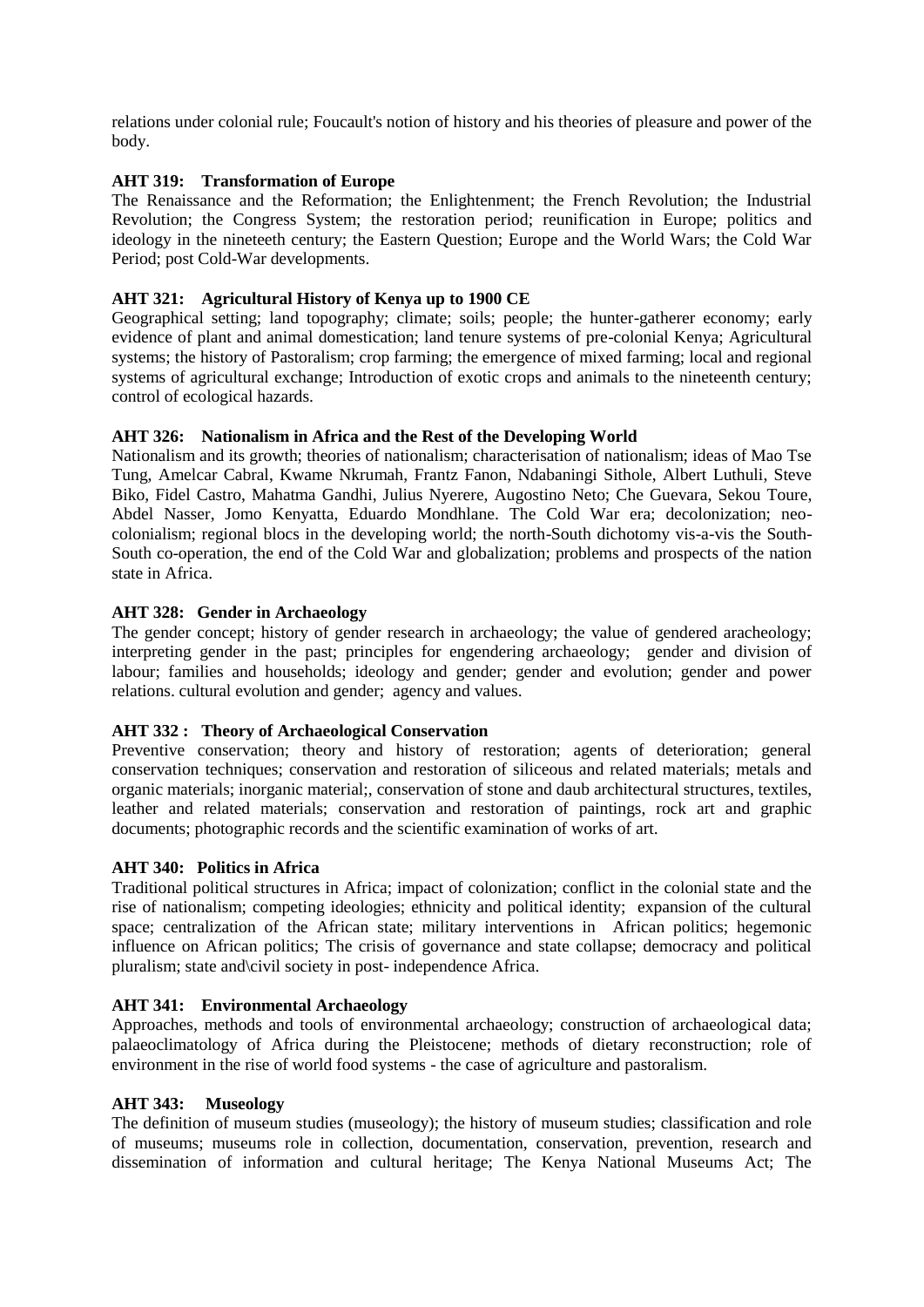relations under colonial rule; Foucault's notion of history and his theories of pleasure and power of the body.

**AHT 319: Transformation of Europe**

The Renaissance and the Reformation; the Enlightenment; the French Revolution; the Industrial Revolution; the Congress System; the restoration period; reunification in Europe; politics and ideology in the nineteeth century; the Eastern Question; Europe and the World Wars; the Cold War Period; post Cold-War developments.

**AHT 321: Agricultural History of Kenya up to 1900 CE**

Geographical setting; land topography; climate; soils; people; the hunter-gatherer economy; early evidence of plant and animal domestication; land tenure systems of pre-colonial Kenya; Agricultural systems; the history of Pastoralism; crop farming; the emergence of mixed farming; local and regional systems of agricultural exchange; Introduction of exotic crops and animals to the nineteenth century; control of ecological hazards.

**AHT 326: Nationalism in Africa and the Rest of the Developing World**

Nationalism and its growth; theories of nationalism; characterisation of nationalism; ideas of Mao Tse Tung, Amelcar Cabral, Kwame Nkrumah, Frantz Fanon, Ndabaningi Sithole, Albert Luthuli, Steve Biko, Fidel Castro, Mahatma Gandhi, Julius Nyerere, Augostino Neto; Che Guevara, Sekou Toure, Abdel Nasser, Jomo Kenyatta, Eduardo Mondhlane. The Cold War era; decolonization; neo-colonialism; regional blocs in the developing world; the north-South dichotomy vis-a-vis the South-South co-operation, the end of the Cold War and globalization; problems and prospects of the nation state in Africa.

**AHT 328: Gender in Archaeology**

The gender concept; history of gender research in archaeology; the value of gendered aracheology; interpreting gender in the past; principles for engendering archaeology; gender and division of labour; families and households; ideology and gender; gender and evolution; gender and power relations. cultural evolution and gender; agency and values.

**AHT 332 : Theory of Archaeological Conservation**

Preventive conservation; theory and history of restoration; agents of deterioration; general conservation techniques; conservation and restoration of siliceous and related materials; metals and organic materials; inorganic material;, conservation of stone and daub architectural structures, textiles, leather and related materials; conservation and restoration of paintings, rock art and graphic documents; photographic records and the scientific examination of works of art.

**AHT 340: Politics in Africa**

Traditional political structures in Africa; impact of colonization; conflict in the colonial state and the rise of nationalism; competing ideologies; ethnicity and political identity; expansion of the cultural space; centralization of the African state; military interventions in African politics; hegemonic influence on African politics; The crisis of governance and state collapse; democracy and political pluralism; state and\civil society in post- independence Africa.

**AHT 341: Environmental Archaeology**

Approaches, methods and tools of environmental archaeology; construction of archaeological data; palaeoclimatology of Africa during the Pleistocene; methods of dietary reconstruction; role of environment in the rise of world food systems - the case of agriculture and pastoralism.

**AHT 343: Museology**

The definition of museum studies (museology); the history of museum studies; classification and role of museums; museums role in collection, documentation, conservation, prevention, research and dissemination of information and cultural heritage; The Kenya National Museums Act; The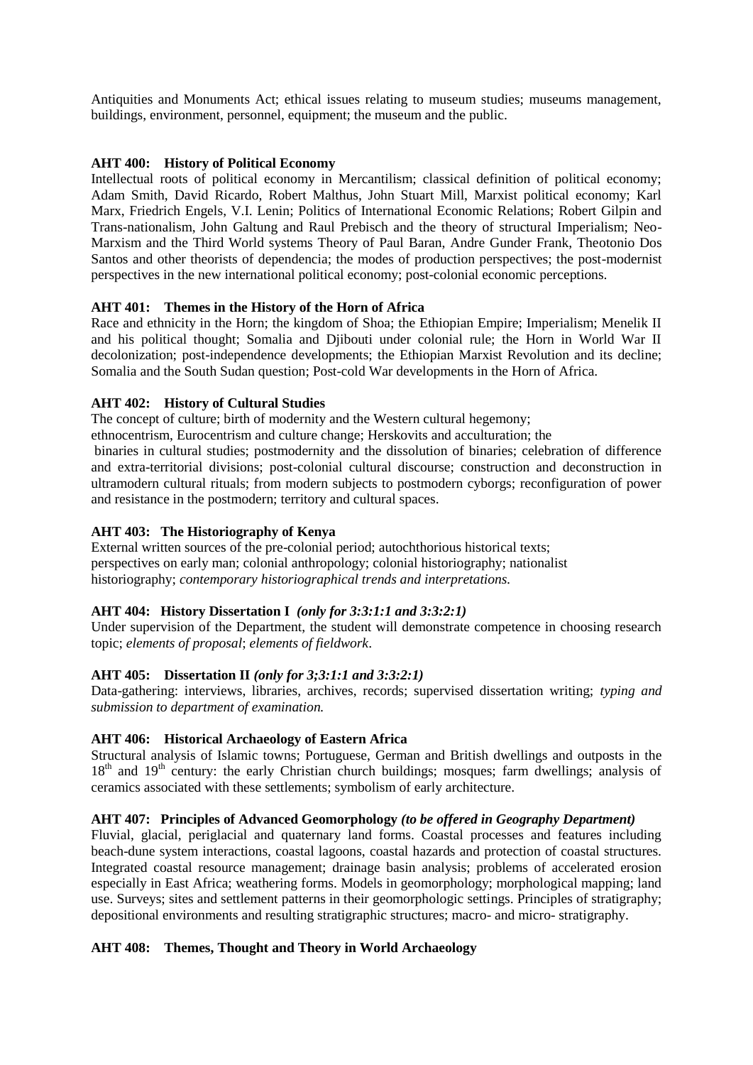Antiquities and Monuments Act; ethical issues relating to museum studies; museums management, buildings, environment, personnel, equipment; the museum and the public.

**AHT 400: History of Political Economy**

Intellectual roots of political economy in Mercantilism; classical definition of political economy; Adam Smith, David Ricardo, Robert Malthus, John Stuart Mill, Marxist political economy; Karl Marx, Friedrich Engels, V.I. Lenin; Politics of International Economic Relations; Robert Gilpin and Trans-nationalism, John Galtung and Raul Prebisch and the theory of structural Imperialism; Neo-Marxism and the Third World systems Theory of Paul Baran, Andre Gunder Frank, Theotonio Dos Santos and other theorists of dependencia; the modes of production perspectives; the post-modernist perspectives in the new international political economy; post-colonial economic perceptions.

**AHT 401: Themes in the History of the Horn of Africa**

Race and ethnicity in the Horn; the kingdom of Shoa; the Ethiopian Empire; Imperialism; Menelik II and his political thought; Somalia and Djibouti under colonial rule; the Horn in World War II decolonization; post-independence developments; the Ethiopian Marxist Revolution and its decline; Somalia and the South Sudan question; Post-cold War developments in the Horn of Africa.

**AHT 402: History of Cultural Studies**

The concept of culture; birth of modernity and the Western cultural hegemony; ethnocentrism, Eurocentrism and culture change; Herskovits and acculturation; the binaries in cultural studies; postmodernity and the dissolution of binaries; celebration of difference and extra-territorial divisions; post-colonial cultural discourse; construction and deconstruction in ultramodern cultural rituals; from modern subjects to postmodern cyborgs; reconfiguration of power and resistance in the postmodern; territory and cultural spaces.

**AHT 403: The Historiography of Kenya**

External written sources of the pre-colonial period; autochthorious historical texts; perspectives on early man; colonial anthropology; colonial historiography; nationalist historiography; *contemporary historiographical trends and interpretations.*

**AHT 404: History Dissertation I** ***(only for 3:3:1:1 and 3:3:2:1)***

Under supervision of the Department, the student will demonstrate competence in choosing research topic; *elements of proposal*; *elements of fieldwork*.

**AHT 405: Dissertation II** ***(only for 3;3:1:1 and 3:3:2:1)***

Data-gathering: interviews, libraries, archives, records; supervised dissertation writing; *typing and submission to department of examination.*

**AHT 406: Historical Archaeology of Eastern Africa**

Structural analysis of Islamic towns; Portuguese, German and British dwellings and outposts in the 18th and 19th century: the early Christian church buildings; mosques; farm dwellings; analysis of ceramics associated with these settlements; symbolism of early architecture.

**AHT 407: Principles of Advanced Geomorphology** ***(to be offered in Geography Department)***

Fluvial, glacial, periglacial and quaternary land forms. Coastal processes and features including beach-dune system interactions, coastal lagoons, coastal hazards and protection of coastal structures. Integrated coastal resource management; drainage basin analysis; problems of accelerated erosion especially in East Africa; weathering forms. Models in geomorphology; morphological mapping; land use. Surveys; sites and settlement patterns in their geomorphologic settings. Principles of stratigraphy; depositional environments and resulting stratigraphic structures; macro- and micro- stratigraphy.

**AHT 408: Themes, Thought and Theory in World Archaeology**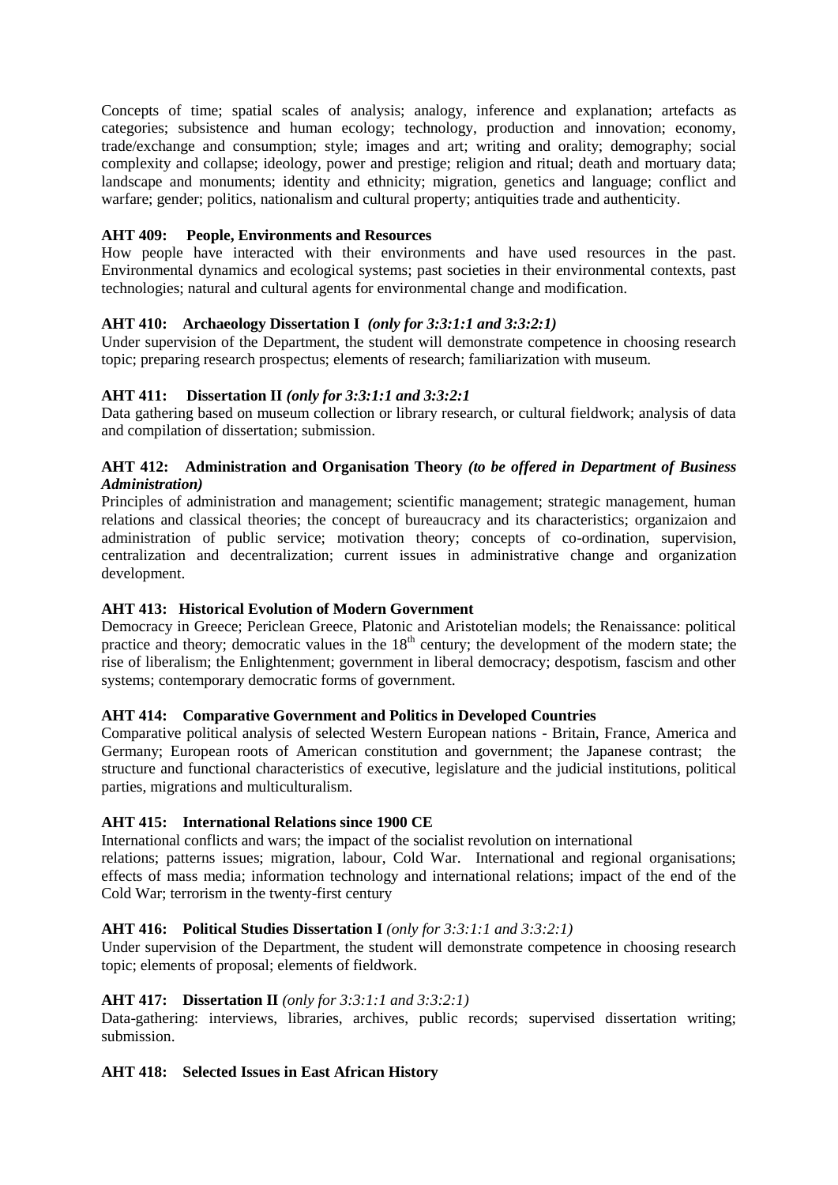Concepts of time; spatial scales of analysis; analogy, inference and explanation; artefacts as categories; subsistence and human ecology; technology, production and innovation; economy, trade/exchange and consumption; style; images and art; writing and orality; demography; social complexity and collapse; ideology, power and prestige; religion and ritual; death and mortuary data; landscape and monuments; identity and ethnicity; migration, genetics and language; conflict and warfare; gender; politics, nationalism and cultural property; antiquities trade and authenticity.

**AHT 409: People, Environments and Resources**
How people have interacted with their environments and have used resources in the past. Environmental dynamics and ecological systems; past societies in their environmental contexts, past technologies; natural and cultural agents for environmental change and modification.

**AHT 410: Archaeology Dissertation I** ***(only for 3:3:1:1 and 3:3:2:1)***
Under supervision of the Department, the student will demonstrate competence in choosing research topic; preparing research prospectus; elements of research; familiarization with museum.

**AHT 411: Dissertation II** ***(only for 3:3:1:1 and 3:3:2:1***
Data gathering based on museum collection or library research, or cultural fieldwork; analysis of data and compilation of dissertation; submission.

**AHT 412: Administration and Organisation Theory** ***(to be offered in Department of Business Administration)***
Principles of administration and management; scientific management; strategic management, human relations and classical theories; the concept of bureaucracy and its characteristics; organizaion and administration of public service; motivation theory; concepts of co-ordination, supervision, centralization and decentralization; current issues in administrative change and organization development.

**AHT 413: Historical Evolution of Modern Government**
Democracy in Greece; Periclean Greece, Platonic and Aristotelian models; the Renaissance: political practice and theory; democratic values in the 18th century; the development of the modern state; the rise of liberalism; the Enlightenment; government in liberal democracy; despotism, fascism and other systems; contemporary democratic forms of government.

**AHT 414: Comparative Government and Politics in Developed Countries**
Comparative political analysis of selected Western European nations - Britain, France, America and Germany; European roots of American constitution and government; the Japanese contrast; the structure and functional characteristics of executive, legislature and the judicial institutions, political parties, migrations and multiculturalism.

**AHT 415: International Relations since 1900 CE**
International conflicts and wars; the impact of the socialist revolution on international relations; patterns issues; migration, labour, Cold War. International and regional organisations; effects of mass media; information technology and international relations; impact of the end of the Cold War; terrorism in the twenty-first century

**AHT 416: Political Studies Dissertation I** *(only for 3:3:1:1 and 3:3:2:1)*
Under supervision of the Department, the student will demonstrate competence in choosing research topic; elements of proposal; elements of fieldwork.

**AHT 417: Dissertation II** *(only for 3:3:1:1 and 3:3:2:1)*
Data-gathering: interviews, libraries, archives, public records; supervised dissertation writing; submission.

**AHT 418: Selected Issues in East African History**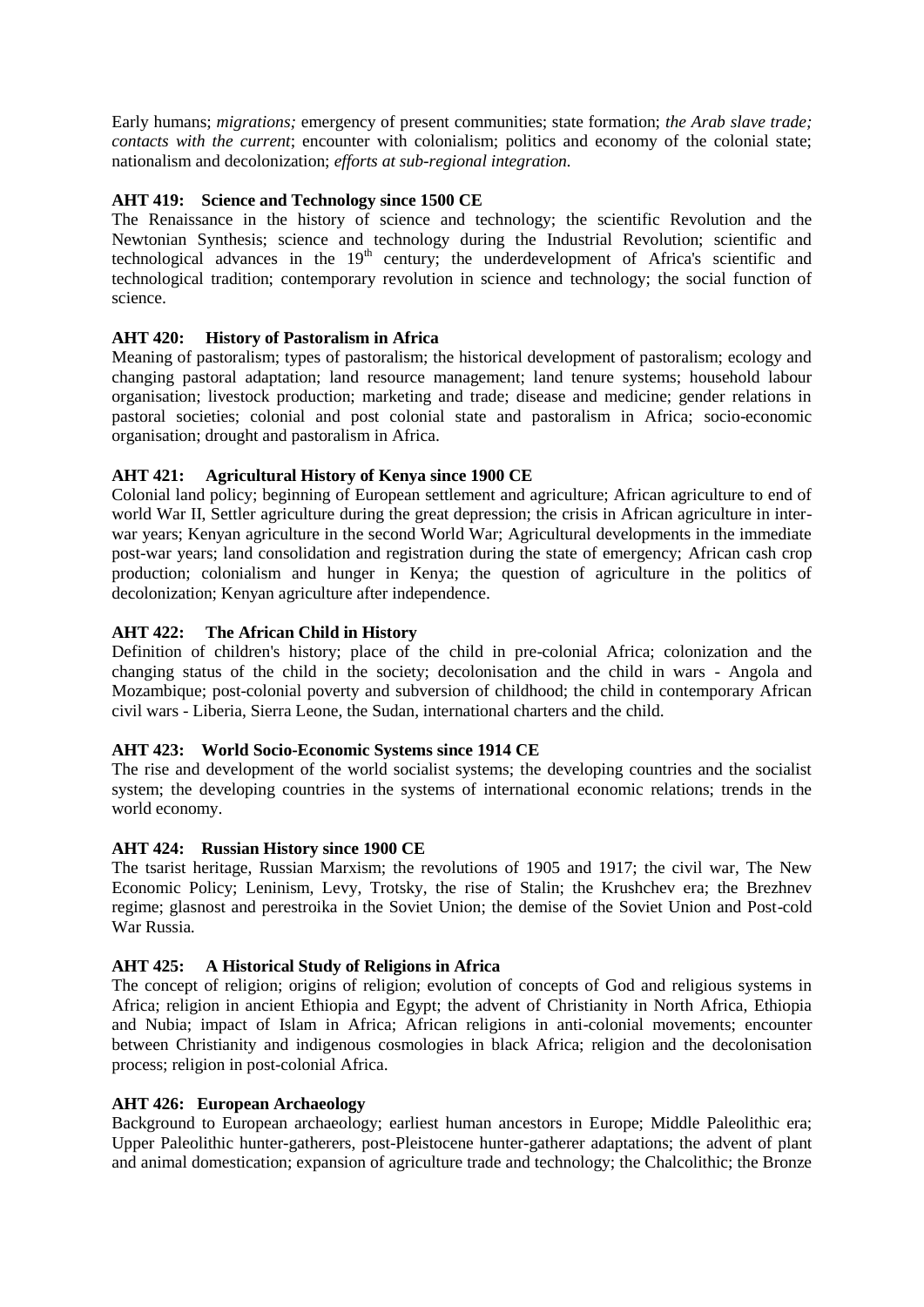Early humans; *migrations;* emergency of present communities; state formation; *the Arab slave trade; contacts with the current*; encounter with colonialism; politics and economy of the colonial state; nationalism and decolonization; *efforts at sub-regional integration.*

**AHT 419: Science and Technology since 1500 CE**

The Renaissance in the history of science and technology; the scientific Revolution and the Newtonian Synthesis; science and technology during the Industrial Revolution; scientific and technological advances in the 19th century; the underdevelopment of Africa's scientific and technological tradition; contemporary revolution in science and technology; the social function of science.

**AHT 420: History of Pastoralism in Africa**

Meaning of pastoralism; types of pastoralism; the historical development of pastoralism; ecology and changing pastoral adaptation; land resource management; land tenure systems; household labour organisation; livestock production; marketing and trade; disease and medicine; gender relations in pastoral societies; colonial and post colonial state and pastoralism in Africa; socio-economic organisation; drought and pastoralism in Africa.

**AHT 421: Agricultural History of Kenya since 1900 CE**

Colonial land policy; beginning of European settlement and agriculture; African agriculture to end of world War II, Settler agriculture during the great depression; the crisis in African agriculture in inter-war years; Kenyan agriculture in the second World War; Agricultural developments in the immediate post-war years; land consolidation and registration during the state of emergency; African cash crop production; colonialism and hunger in Kenya; the question of agriculture in the politics of decolonization; Kenyan agriculture after independence.

**AHT 422: The African Child in History**

Definition of children's history; place of the child in pre-colonial Africa; colonization and the changing status of the child in the society; decolonisation and the child in wars - Angola and Mozambique; post-colonial poverty and subversion of childhood; the child in contemporary African civil wars - Liberia, Sierra Leone, the Sudan, international charters and the child.

**AHT 423: World Socio-Economic Systems since 1914 CE**

The rise and development of the world socialist systems; the developing countries and the socialist system; the developing countries in the systems of international economic relations; trends in the world economy.

**AHT 424: Russian History since 1900 CE**

The tsarist heritage, Russian Marxism; the revolutions of 1905 and 1917; the civil war, The New Economic Policy; Leninism, Levy, Trotsky, the rise of Stalin; the Krushchev era; the Brezhnev regime; glasnost and perestroika in the Soviet Union; the demise of the Soviet Union and Post-cold War Russia.

**AHT 425: A Historical Study of Religions in Africa**

The concept of religion; origins of religion; evolution of concepts of God and religious systems in Africa; religion in ancient Ethiopia and Egypt; the advent of Christianity in North Africa, Ethiopia and Nubia; impact of Islam in Africa; African religions in anti-colonial movements; encounter between Christianity and indigenous cosmologies in black Africa; religion and the decolonisation process; religion in post-colonial Africa.

**AHT 426: European Archaeology**

Background to European archaeology; earliest human ancestors in Europe; Middle Paleolithic era; Upper Paleolithic hunter-gatherers, post-Pleistocene hunter-gatherer adaptations; the advent of plant and animal domestication; expansion of agriculture trade and technology; the Chalcolithic; the Bronze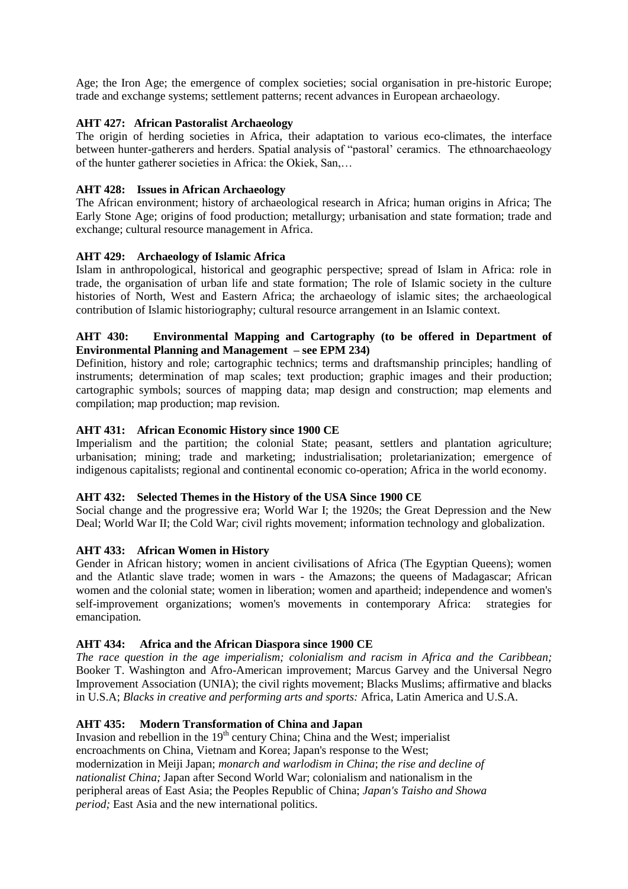Age; the Iron Age; the emergence of complex societies; social organisation in pre-historic Europe; trade and exchange systems; settlement patterns; recent advances in European archaeology.

**AHT 427: African Pastoralist Archaeology**
The origin of herding societies in Africa, their adaptation to various eco-climates, the interface between hunter-gatherers and herders. Spatial analysis of "pastoral' ceramics. The ethnoarchaeology of the hunter gatherer societies in Africa: the Okiek, San,…

**AHT 428: Issues in African Archaeology**
The African environment; history of archaeological research in Africa; human origins in Africa; The Early Stone Age; origins of food production; metallurgy; urbanisation and state formation; trade and exchange; cultural resource management in Africa.

**AHT 429: Archaeology of Islamic Africa**
Islam in anthropological, historical and geographic perspective; spread of Islam in Africa: role in trade, the organisation of urban life and state formation; The role of Islamic society in the culture histories of North, West and Eastern Africa; the archaeology of islamic sites; the archaeological contribution of Islamic historiography; cultural resource arrangement in an Islamic context.

**AHT 430: Environmental Mapping and Cartography (to be offered in Department of Environmental Planning and Management – see EPM 234)**
Definition, history and role; cartographic technics; terms and draftsmanship principles; handling of instruments; determination of map scales; text production; graphic images and their production; cartographic symbols; sources of mapping data; map design and construction; map elements and compilation; map production; map revision.

**AHT 431: African Economic History since 1900 CE**
Imperialism and the partition; the colonial State; peasant, settlers and plantation agriculture; urbanisation; mining; trade and marketing; industrialisation; proletarianization; emergence of indigenous capitalists; regional and continental economic co-operation; Africa in the world economy.

**AHT 432: Selected Themes in the History of the USA Since 1900 CE**
Social change and the progressive era; World War I; the 1920s; the Great Depression and the New Deal; World War II; the Cold War; civil rights movement; information technology and globalization.

**AHT 433: African Women in History**
Gender in African history; women in ancient civilisations of Africa (The Egyptian Queens); women and the Atlantic slave trade; women in wars - the Amazons; the queens of Madagascar; African women and the colonial state; women in liberation; women and apartheid; independence and women's self-improvement organizations; women's movements in contemporary Africa: strategies for emancipation.

**AHT 434: Africa and the African Diaspora since 1900 CE**
*The race question in the age imperialism; colonialism and racism in Africa and the Caribbean;* Booker T. Washington and Afro-American improvement; Marcus Garvey and the Universal Negro Improvement Association (UNIA); the civil rights movement; Blacks Muslims; affirmative and blacks in U.S.A; *Blacks in creative and performing arts and sports:* Africa, Latin America and U.S.A.

**AHT 435: Modern Transformation of China and Japan**
Invasion and rebellion in the 19th century China; China and the West; imperialist encroachments on China, Vietnam and Korea; Japan's response to the West; modernization in Meiji Japan; *monarch and warlodism in China*; *the rise and decline of nationalist China;* Japan after Second World War; colonialism and nationalism in the peripheral areas of East Asia; the Peoples Republic of China; *Japan's Taisho and Showa period;* East Asia and the new international politics.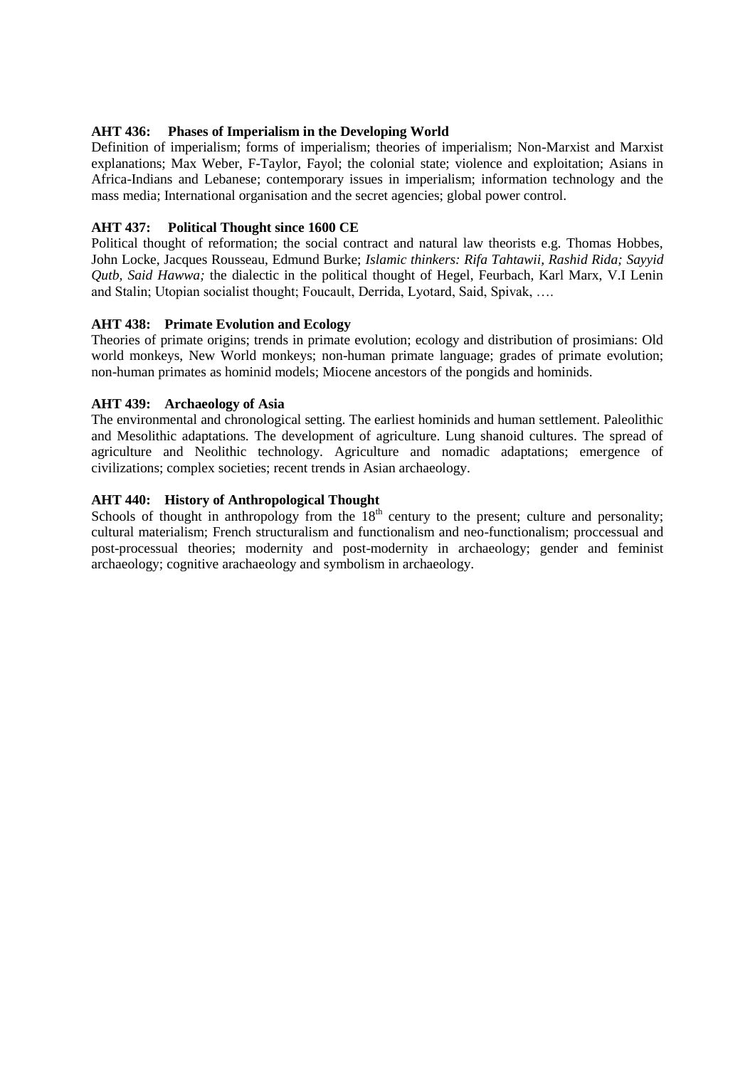**AHT 436: Phases of Imperialism in the Developing World**

Definition of imperialism; forms of imperialism; theories of imperialism; Non-Marxist and Marxist explanations; Max Weber, F-Taylor, Fayol; the colonial state; violence and exploitation; Asians in Africa-Indians and Lebanese; contemporary issues in imperialism; information technology and the mass media; International organisation and the secret agencies; global power control.

**AHT 437: Political Thought since 1600 CE**

Political thought of reformation; the social contract and natural law theorists e.g. Thomas Hobbes, John Locke, Jacques Rousseau, Edmund Burke; *Islamic thinkers: Rifa Tahtawii, Rashid Rida; Sayyid Qutb, Said Hawwa;* the dialectic in the political thought of Hegel, Feurbach, Karl Marx, V.I Lenin and Stalin; Utopian socialist thought; Foucault, Derrida, Lyotard, Said, Spivak, ….

**AHT 438: Primate Evolution and Ecology**

Theories of primate origins; trends in primate evolution; ecology and distribution of prosimians: Old world monkeys, New World monkeys; non-human primate language; grades of primate evolution; non-human primates as hominid models; Miocene ancestors of the pongids and hominids.

**AHT 439: Archaeology of Asia**

The environmental and chronological setting. The earliest hominids and human settlement. Paleolithic and Mesolithic adaptations. The development of agriculture. Lung shanoid cultures. The spread of agriculture and Neolithic technology. Agriculture and nomadic adaptations; emergence of civilizations; complex societies; recent trends in Asian archaeology.

**AHT 440: History of Anthropological Thought**

Schools of thought in anthropology from the 18th century to the present; culture and personality; cultural materialism; French structuralism and functionalism and neo-functionalism; proccessual and post-processual theories; modernity and post-modernity in archaeology; gender and feminist archaeology; cognitive arachaeology and symbolism in archaeology.